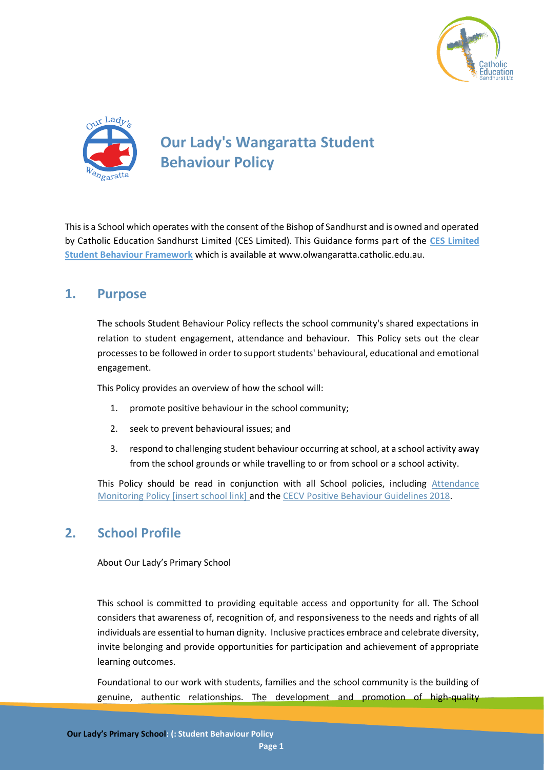# Our Lady's Wangaratta Student Behaviour Policy

This is a School which operates with the consent of the Bishop of Sandhurst and is owned and operated by Catholic Education Sandhurst Limited (CES Limited). This Guidance forms part of the **CES Limited Student Behaviour Framework** which is available at www.olwangaratta.catholic.edu.au.

## 1. Purpose

The schools Student Behaviour Policy reflects the school community's shared expectations in relation to student engagement, attendance and behaviour. This Policy sets out the clear processes to be followed in order to support students' behavioural, educational and emotional engagement.

This Policy provides an overview of how the school will:

1. promote positive behaviour in the school community;
2. seek to prevent behavioural issues; and
3. respond to challenging student behaviour occurring at school, at a school activity away from the school grounds or while travelling to or from school or a school activity.

This Policy should be read in conjunction with all School policies, including Attendance Monitoring Policy [insert school link] and the CECV Positive Behaviour Guidelines 2018.

## 2. School Profile

About Our Lady's Primary School

This school is committed to providing equitable access and opportunity for all. The School considers that awareness of, recognition of, and responsiveness to the needs and rights of all individuals are essential to human dignity. Inclusive practices embrace and celebrate diversity, invite belonging and provide opportunities for participation and achievement of appropriate learning outcomes.

Foundational to our work with students, families and the school community is the building of genuine, authentic relationships. The development and promotion of high-quality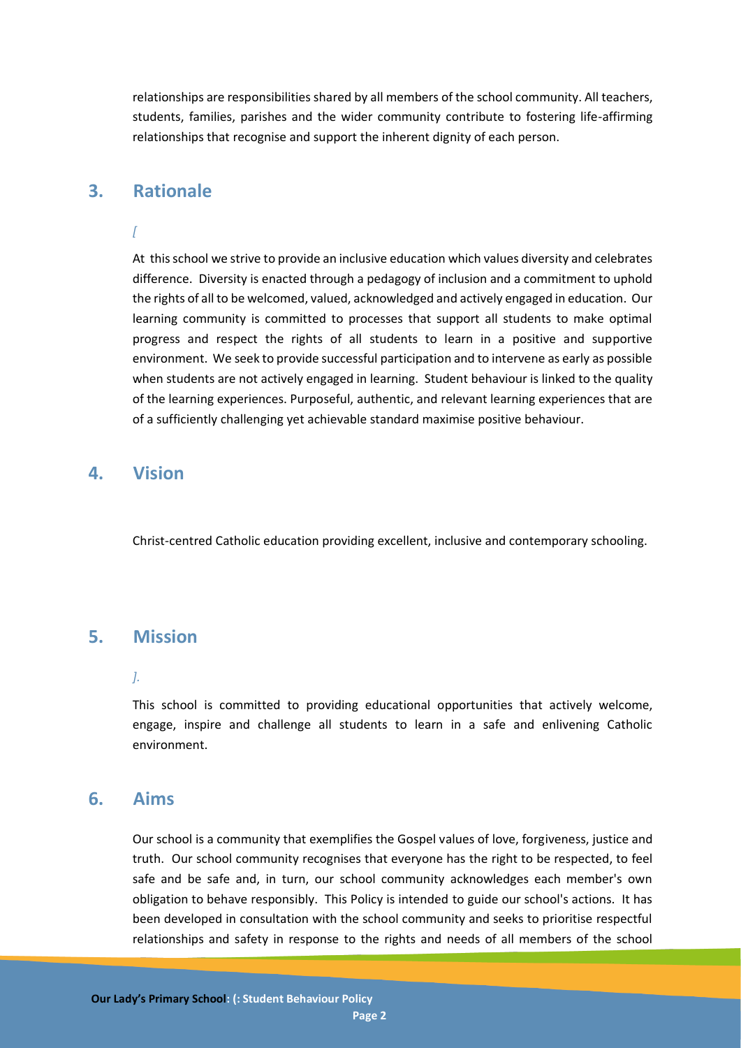relationships are responsibilities shared by all members of the school community. All teachers, students, families, parishes and the wider community contribute to fostering life-affirming relationships that recognise and support the inherent dignity of each person.

## 3. Rationale

*[*

At this school we strive to provide an inclusive education which values diversity and celebrates difference. Diversity is enacted through a pedagogy of inclusion and a commitment to uphold the rights of all to be welcomed, valued, acknowledged and actively engaged in education. Our learning community is committed to processes that support all students to make optimal progress and respect the rights of all students to learn in a positive and supportive environment. We seek to provide successful participation and to intervene as early as possible when students are not actively engaged in learning. Student behaviour is linked to the quality of the learning experiences. Purposeful, authentic, and relevant learning experiences that are of a sufficiently challenging yet achievable standard maximise positive behaviour.

## 4. Vision

Christ-centred Catholic education providing excellent, inclusive and contemporary schooling.

## 5. Mission

*].*

This school is committed to providing educational opportunities that actively welcome, engage, inspire and challenge all students to learn in a safe and enlivening Catholic environment.

## 6. Aims

Our school is a community that exemplifies the Gospel values of love, forgiveness, justice and truth. Our school community recognises that everyone has the right to be respected, to feel safe and be safe and, in turn, our school community acknowledges each member's own obligation to behave responsibly. This Policy is intended to guide our school's actions. It has been developed in consultation with the school community and seeks to prioritise respectful relationships and safety in response to the rights and needs of all members of the school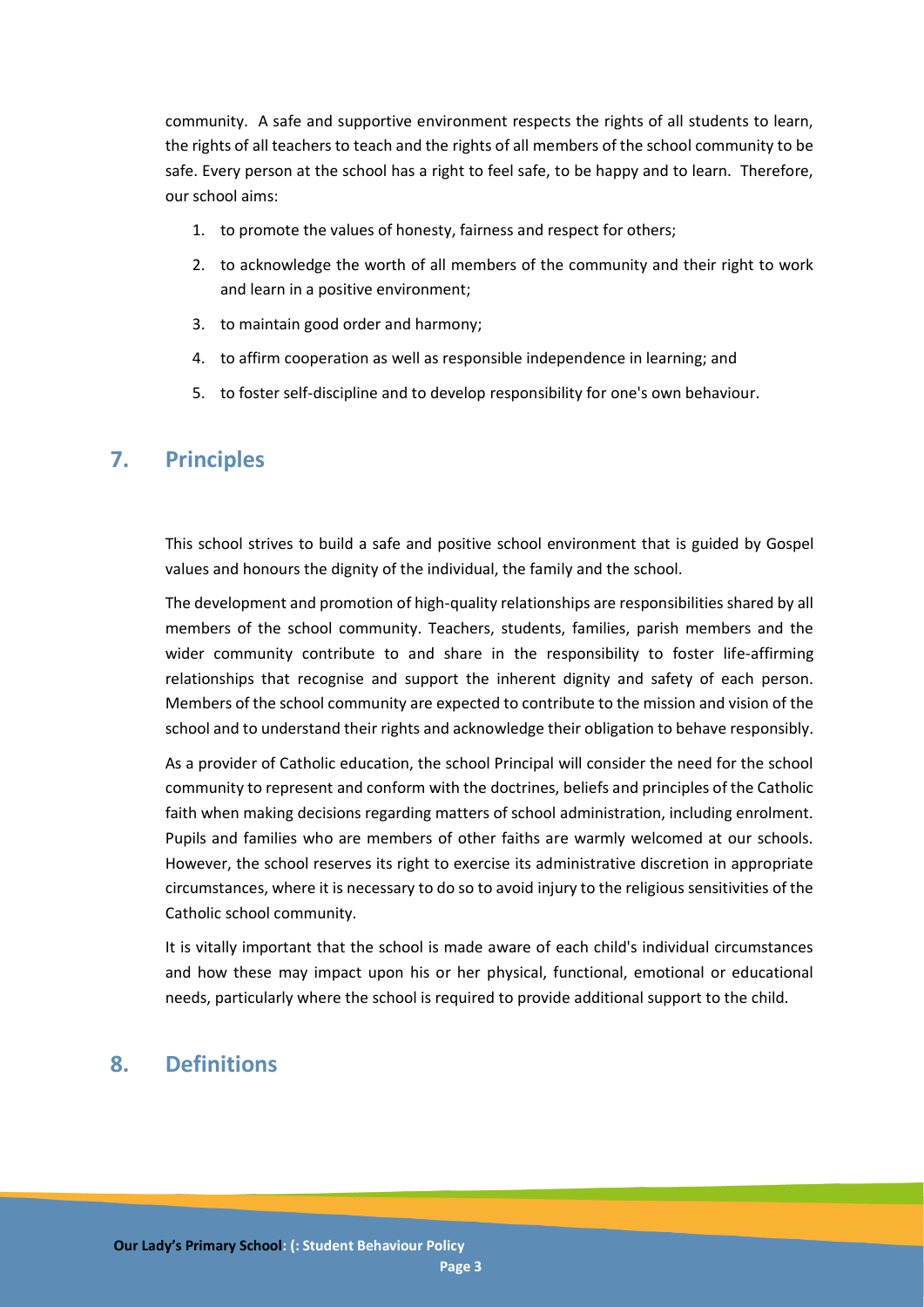community. A safe and supportive environment respects the rights of all students to learn, the rights of all teachers to teach and the rights of all members of the school community to be safe. Every person at the school has a right to feel safe, to be happy and to learn. Therefore, our school aims:

1. to promote the values of honesty, fairness and respect for others;
2. to acknowledge the worth of all members of the community and their right to work and learn in a positive environment;
3. to maintain good order and harmony;
4. to affirm cooperation as well as responsible independence in learning; and
5. to foster self-discipline and to develop responsibility for one's own behaviour.

## 7. Principles

This school strives to build a safe and positive school environment that is guided by Gospel values and honours the dignity of the individual, the family and the school.

The development and promotion of high-quality relationships are responsibilities shared by all members of the school community. Teachers, students, families, parish members and the wider community contribute to and share in the responsibility to foster life-affirming relationships that recognise and support the inherent dignity and safety of each person. Members of the school community are expected to contribute to the mission and vision of the school and to understand their rights and acknowledge their obligation to behave responsibly.

As a provider of Catholic education, the school Principal will consider the need for the school community to represent and conform with the doctrines, beliefs and principles of the Catholic faith when making decisions regarding matters of school administration, including enrolment. Pupils and families who are members of other faiths are warmly welcomed at our schools. However, the school reserves its right to exercise its administrative discretion in appropriate circumstances, where it is necessary to do so to avoid injury to the religious sensitivities of the Catholic school community.

It is vitally important that the school is made aware of each child's individual circumstances and how these may impact upon his or her physical, functional, emotional or educational needs, particularly where the school is required to provide additional support to the child.

## 8. Definitions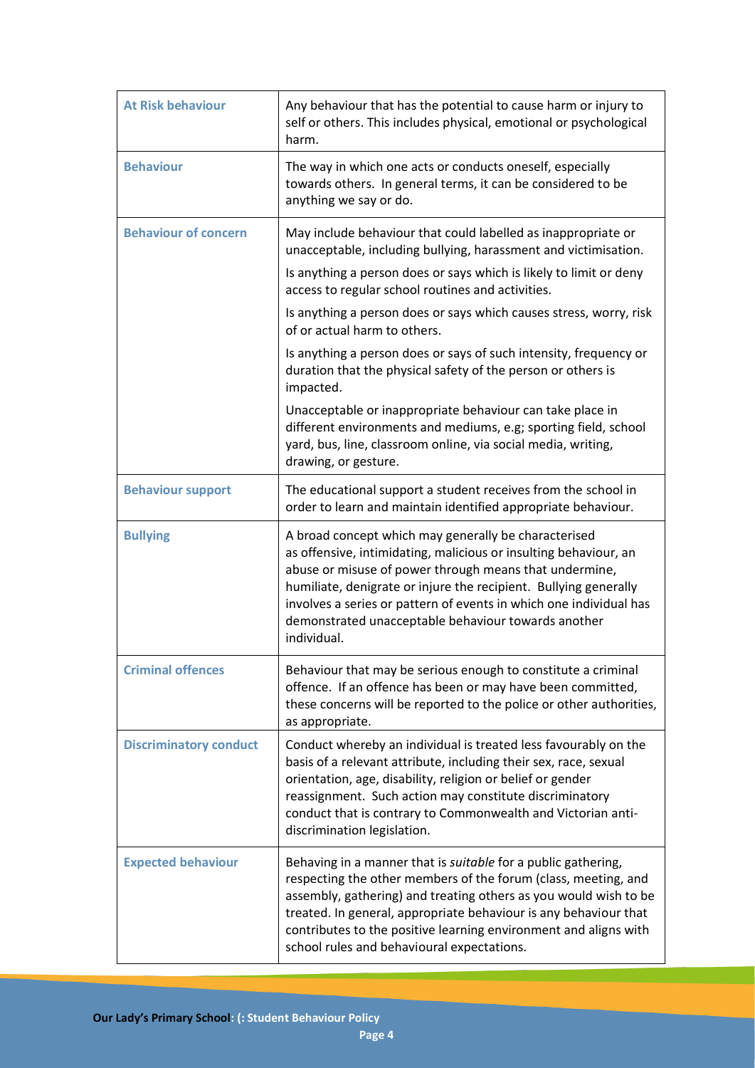| | |
|---|---|
| **At Risk behaviour** | Any behaviour that has the potential to cause harm or injury to self or others. This includes physical, emotional or psychological harm. |
| **Behaviour** | The way in which one acts or conducts oneself, especially towards others. In general terms, it can be considered to be anything we say or do. |
| **Behaviour of concern** | May include behaviour that could labelled as inappropriate or unacceptable, including bullying, harassment and victimisation.<br>Is anything a person does or says which is likely to limit or deny access to regular school routines and activities.<br>Is anything a person does or says which causes stress, worry, risk of or actual harm to others.<br>Is anything a person does or says of such intensity, frequency or duration that the physical safety of the person or others is impacted.<br>Unacceptable or inappropriate behaviour can take place in different environments and mediums, e.g; sporting field, school yard, bus, line, classroom online, via social media, writing, drawing, or gesture. |
| **Behaviour support** | The educational support a student receives from the school in order to learn and maintain identified appropriate behaviour. |
| **Bullying** | A broad concept which may generally be characterised as offensive, intimidating, malicious or insulting behaviour, an abuse or misuse of power through means that undermine, humiliate, denigrate or injure the recipient. Bullying generally involves a series or pattern of events in which one individual has demonstrated unacceptable behaviour towards another individual. |
| **Criminal offences** | Behaviour that may be serious enough to constitute a criminal offence. If an offence has been or may have been committed, these concerns will be reported to the police or other authorities, as appropriate. |
| **Discriminatory conduct** | Conduct whereby an individual is treated less favourably on the basis of a relevant attribute, including their sex, race, sexual orientation, age, disability, religion or belief or gender reassignment. Such action may constitute discriminatory conduct that is contrary to Commonwealth and Victorian anti-discrimination legislation. |
| **Expected behaviour** | Behaving in a manner that is *suitable* for a public gathering, respecting the other members of the forum (class, meeting, and assembly, gathering) and treating others as you would wish to be treated. In general, appropriate behaviour is any behaviour that contributes to the positive learning environment and aligns with school rules and behavioural expectations. |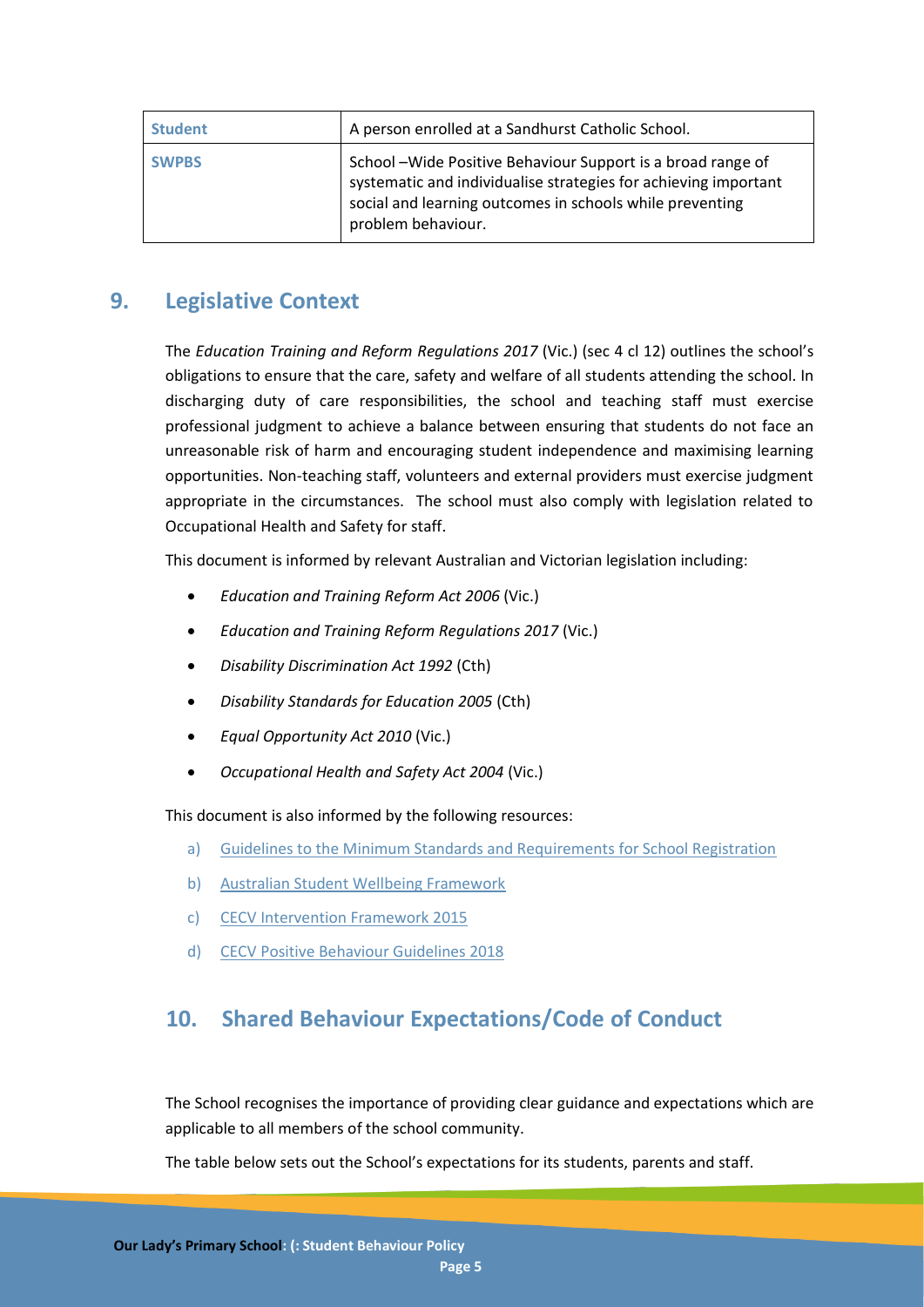| Student | A person enrolled at a Sandhurst Catholic School. |
| --- | --- |
| SWPBS | School –Wide Positive Behaviour Support is a broad range of systematic and individualise strategies for achieving important social and learning outcomes in schools while preventing problem behaviour. |

## 9. Legislative Context

The *Education Training and Reform Regulations 2017* (Vic.) (sec 4 cl 12) outlines the school's obligations to ensure that the care, safety and welfare of all students attending the school. In discharging duty of care responsibilities, the school and teaching staff must exercise professional judgment to achieve a balance between ensuring that students do not face an unreasonable risk of harm and encouraging student independence and maximising learning opportunities. Non-teaching staff, volunteers and external providers must exercise judgment appropriate in the circumstances. The school must also comply with legislation related to Occupational Health and Safety for staff.

This document is informed by relevant Australian and Victorian legislation including:

- *Education and Training Reform Act 2006* (Vic.)
- *Education and Training Reform Regulations 2017* (Vic.)
- *Disability Discrimination Act 1992* (Cth)
- *Disability Standards for Education 2005* (Cth)
- *Equal Opportunity Act 2010* (Vic.)
- *Occupational Health and Safety Act 2004* (Vic.)

This document is also informed by the following resources:

a) Guidelines to the Minimum Standards and Requirements for School Registration
b) Australian Student Wellbeing Framework
c) CECV Intervention Framework 2015
d) CECV Positive Behaviour Guidelines 2018

## 10. Shared Behaviour Expectations/Code of Conduct

The School recognises the importance of providing clear guidance and expectations which are applicable to all members of the school community.

The table below sets out the School's expectations for its students, parents and staff.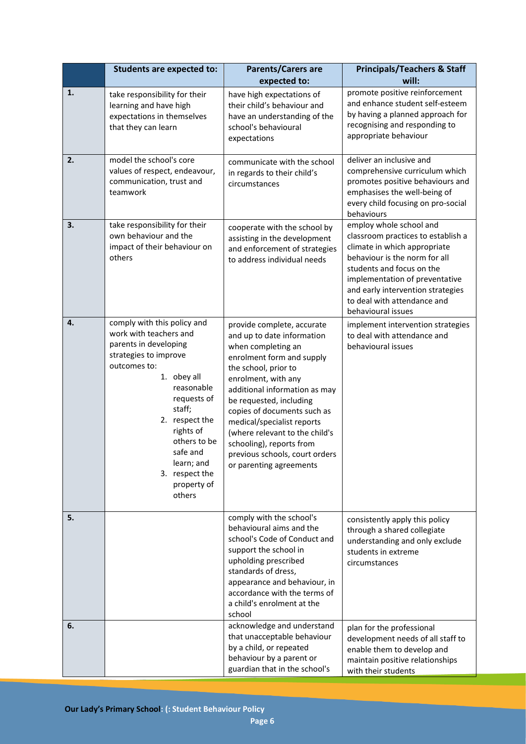| | Students are expected to: | Parents/Carers are expected to: | Principals/Teachers & Staff will: |
|---|---|---|---|
| 1. | take responsibility for their learning and have high expectations in themselves that they can learn | have high expectations of their child's behaviour and have an understanding of the school's behavioural expectations | promote positive reinforcement and enhance student self-esteem by having a planned approach for recognising and responding to appropriate behaviour |
| 2. | model the school's core values of respect, endeavour, communication, trust and teamwork | communicate with the school in regards to their child's circumstances | deliver an inclusive and comprehensive curriculum which promotes positive behaviours and emphasises the well-being of every child focusing on pro-social behaviours |
| 3. | take responsibility for their own behaviour and the impact of their behaviour on others | cooperate with the school by assisting in the development and enforcement of strategies to address individual needs | employ whole school and classroom practices to establish a climate in which appropriate behaviour is the norm for all students and focus on the implementation of preventative and early intervention strategies to deal with attendance and behavioural issues |
| 4. | comply with this policy and work with teachers and parents in developing strategies to improve outcomes to: 1. obey all reasonable requests of staff; 2. respect the rights of others to be safe and learn; and 3. respect the property of others | provide complete, accurate and up to date information when completing an enrolment form and supply the school, prior to enrolment, with any additional information as may be requested, including copies of documents such as medical/specialist reports (where relevant to the child's schooling), reports from previous schools, court orders or parenting agreements | implement intervention strategies to deal with attendance and behavioural issues |
| 5. | | comply with the school's behavioural aims and the school's Code of Conduct and support the school in upholding prescribed standards of dress, appearance and behaviour, in accordance with the terms of a child's enrolment at the school | consistently apply this policy through a shared collegiate understanding and only exclude students in extreme circumstances |
| 6. | | acknowledge and understand that unacceptable behaviour by a child, or repeated behaviour by a parent or guardian that in the school's | plan for the professional development needs of all staff to enable them to develop and maintain positive relationships with their students |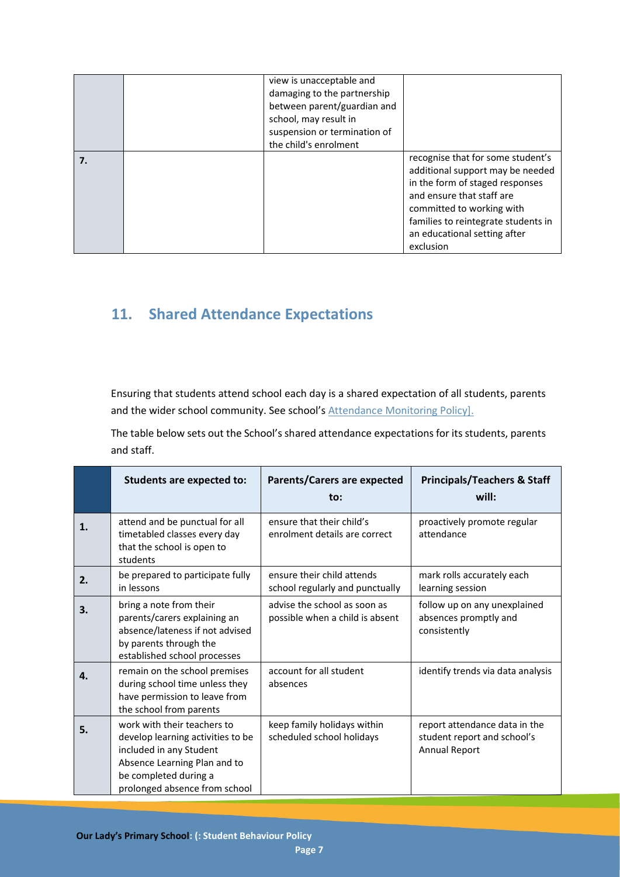| | | | |
|---|---|---|---|
| | | view is unacceptable and damaging to the partnership between parent/guardian and school, may result in suspension or termination of the child's enrolment | |
| **7.** | | | recognise that for some student's additional support may be needed in the form of staged responses and ensure that staff are committed to working with families to reintegrate students in an educational setting after exclusion |

## 11. Shared Attendance Expectations

Ensuring that students attend school each day is a shared expectation of all students, parents and the wider school community. See school's Attendance Monitoring Policy].

The table below sets out the School's shared attendance expectations for its students, parents and staff.

| | Students are expected to: | Parents/Carers are expected to: | Principals/Teachers & Staff will: |
|---|---|---|---|
| **1.** | attend and be punctual for all timetabled classes every day that the school is open to students | ensure that their child's enrolment details are correct | proactively promote regular attendance |
| **2.** | be prepared to participate fully in lessons | ensure their child attends school regularly and punctually | mark rolls accurately each learning session |
| **3.** | bring a note from their parents/carers explaining an absence/lateness if not advised by parents through the established school processes | advise the school as soon as possible when a child is absent | follow up on any unexplained absences promptly and consistently |
| **4.** | remain on the school premises during school time unless they have permission to leave from the school from parents | account for all student absences | identify trends via data analysis |
| **5.** | work with their teachers to develop learning activities to be included in any Student Absence Learning Plan and to be completed during a prolonged absence from school | keep family holidays within scheduled school holidays | report attendance data in the student report and school's Annual Report |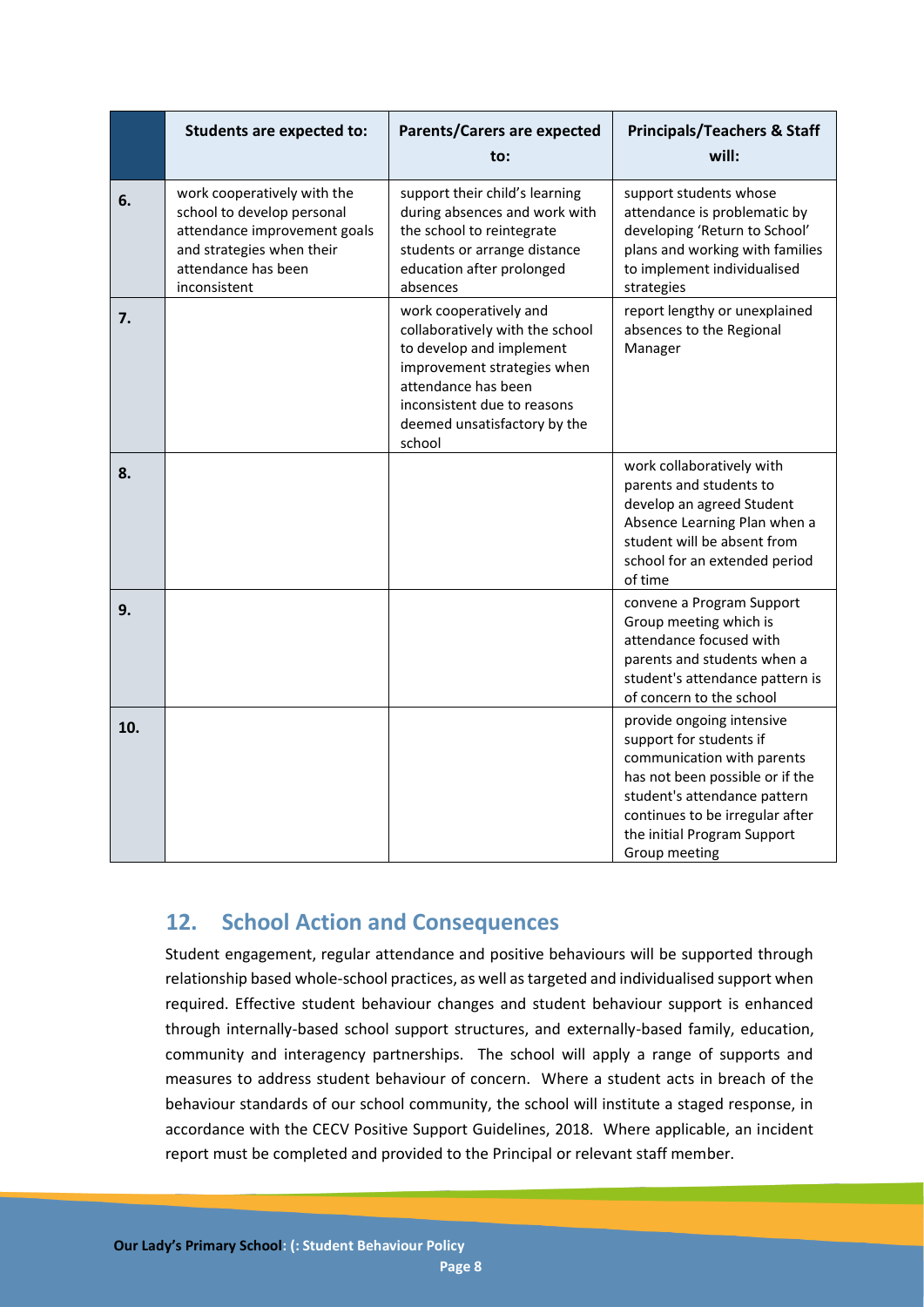| | Students are expected to: | Parents/Carers are expected to: | Principals/Teachers & Staff will: |
|---|---|---|---|
| 6. | work cooperatively with the school to develop personal attendance improvement goals and strategies when their attendance has been inconsistent | support their child's learning during absences and work with the school to reintegrate students or arrange distance education after prolonged absences | support students whose attendance is problematic by developing 'Return to School' plans and working with families to implement individualised strategies |
| 7. | | work cooperatively and collaboratively with the school to develop and implement improvement strategies when attendance has been inconsistent due to reasons deemed unsatisfactory by the school | report lengthy or unexplained absences to the Regional Manager |
| 8. | | | work collaboratively with parents and students to develop an agreed Student Absence Learning Plan when a student will be absent from school for an extended period of time |
| 9. | | | convene a Program Support Group meeting which is attendance focused with parents and students when a student's attendance pattern is of concern to the school |
| 10. | | | provide ongoing intensive support for students if communication with parents has not been possible or if the student's attendance pattern continues to be irregular after the initial Program Support Group meeting |

## 12. School Action and Consequences

Student engagement, regular attendance and positive behaviours will be supported through relationship based whole-school practices, as well as targeted and individualised support when required. Effective student behaviour changes and student behaviour support is enhanced through internally-based school support structures, and externally-based family, education, community and interagency partnerships. The school will apply a range of supports and measures to address student behaviour of concern. Where a student acts in breach of the behaviour standards of our school community, the school will institute a staged response, in accordance with the CECV Positive Support Guidelines, 2018. Where applicable, an incident report must be completed and provided to the Principal or relevant staff member.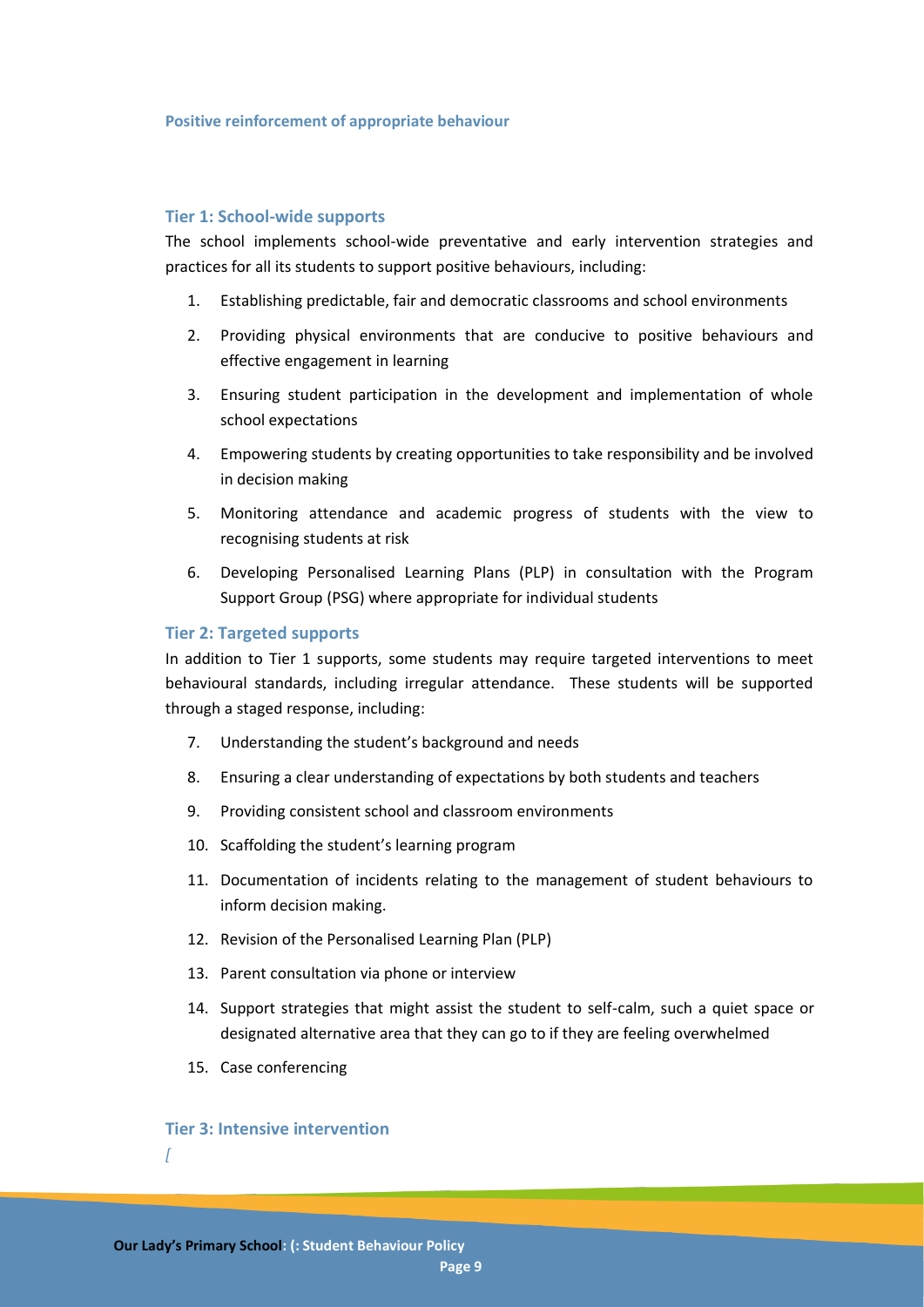#### Positive reinforcement of appropriate behaviour

### Tier 1: School-wide supports

The school implements school-wide preventative and early intervention strategies and practices for all its students to support positive behaviours, including:

1. Establishing predictable, fair and democratic classrooms and school environments
2. Providing physical environments that are conducive to positive behaviours and effective engagement in learning
3. Ensuring student participation in the development and implementation of whole school expectations
4. Empowering students by creating opportunities to take responsibility and be involved in decision making
5. Monitoring attendance and academic progress of students with the view to recognising students at risk
6. Developing Personalised Learning Plans (PLP) in consultation with the Program Support Group (PSG) where appropriate for individual students

### Tier 2: Targeted supports

In addition to Tier 1 supports, some students may require targeted interventions to meet behavioural standards, including irregular attendance. These students will be supported through a staged response, including:

7. Understanding the student's background and needs
8. Ensuring a clear understanding of expectations by both students and teachers
9. Providing consistent school and classroom environments
10. Scaffolding the student's learning program
11. Documentation of incidents relating to the management of student behaviours to inform decision making.
12. Revision of the Personalised Learning Plan (PLP)
13. Parent consultation via phone or interview
14. Support strategies that might assist the student to self-calm, such a quiet space or designated alternative area that they can go to if they are feeling overwhelmed
15. Case conferencing

### Tier 3: Intensive intervention

*[*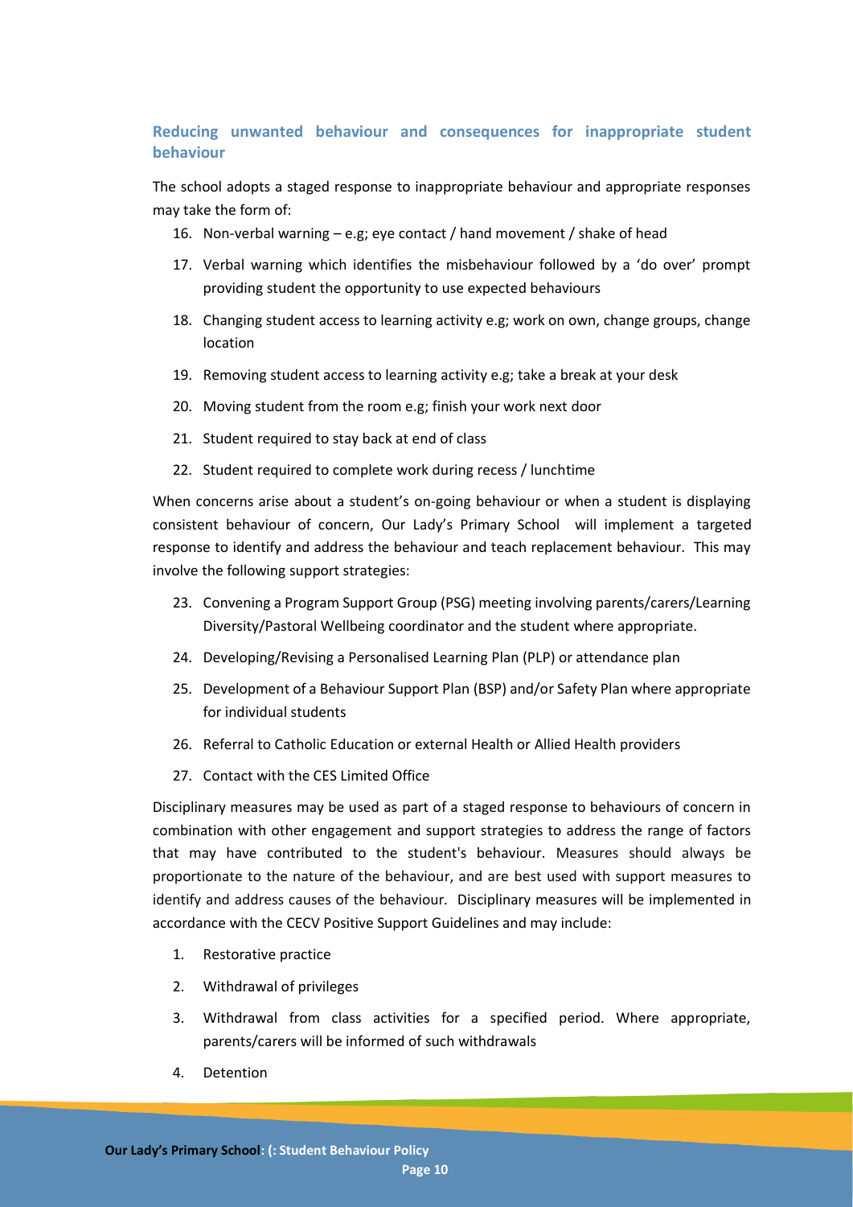### Reducing unwanted behaviour and consequences for inappropriate student behaviour

The school adopts a staged response to inappropriate behaviour and appropriate responses may take the form of:

16. Non-verbal warning – e.g; eye contact / hand movement / shake of head
17. Verbal warning which identifies the misbehaviour followed by a 'do over' prompt providing student the opportunity to use expected behaviours
18. Changing student access to learning activity e.g; work on own, change groups, change location
19. Removing student access to learning activity e.g; take a break at your desk
20. Moving student from the room e.g; finish your work next door
21. Student required to stay back at end of class
22. Student required to complete work during recess / lunchtime

When concerns arise about a student's on-going behaviour or when a student is displaying consistent behaviour of concern, Our Lady's Primary School will implement a targeted response to identify and address the behaviour and teach replacement behaviour. This may involve the following support strategies:

23. Convening a Program Support Group (PSG) meeting involving parents/carers/Learning Diversity/Pastoral Wellbeing coordinator and the student where appropriate.
24. Developing/Revising a Personalised Learning Plan (PLP) or attendance plan
25. Development of a Behaviour Support Plan (BSP) and/or Safety Plan where appropriate for individual students
26. Referral to Catholic Education or external Health or Allied Health providers
27. Contact with the CES Limited Office

Disciplinary measures may be used as part of a staged response to behaviours of concern in combination with other engagement and support strategies to address the range of factors that may have contributed to the student's behaviour. Measures should always be proportionate to the nature of the behaviour, and are best used with support measures to identify and address causes of the behaviour. Disciplinary measures will be implemented in accordance with the CECV Positive Support Guidelines and may include:

1. Restorative practice
2. Withdrawal of privileges
3. Withdrawal from class activities for a specified period. Where appropriate, parents/carers will be informed of such withdrawals
4. Detention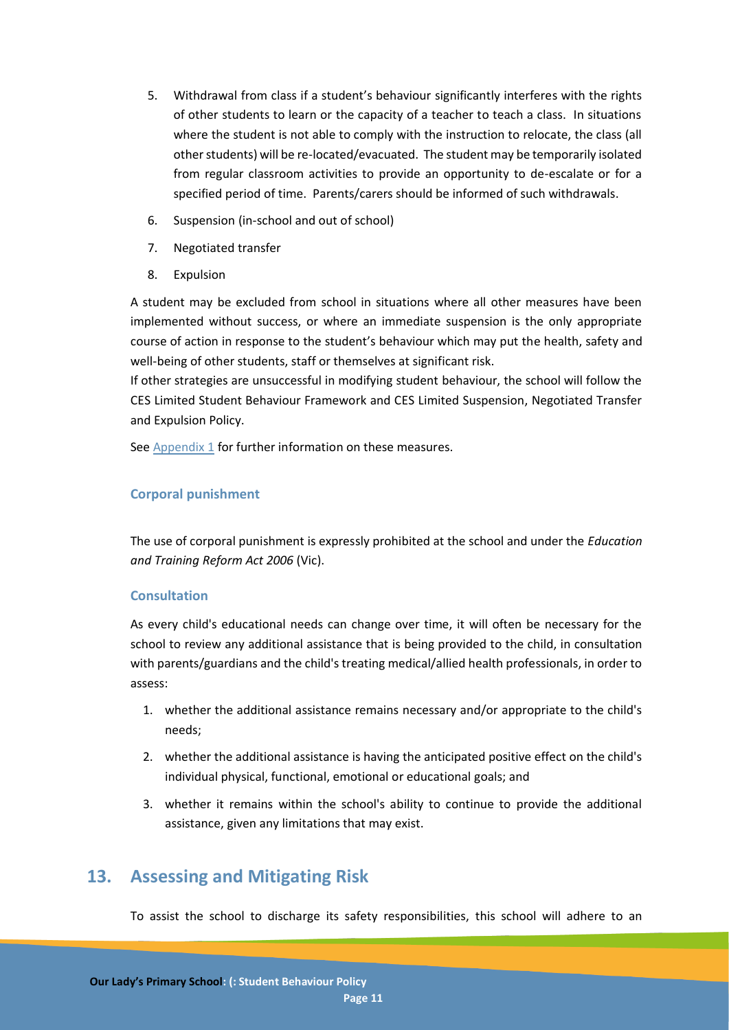5. Withdrawal from class if a student's behaviour significantly interferes with the rights of other students to learn or the capacity of a teacher to teach a class. In situations where the student is not able to comply with the instruction to relocate, the class (all other students) will be re-located/evacuated. The student may be temporarily isolated from regular classroom activities to provide an opportunity to de-escalate or for a specified period of time. Parents/carers should be informed of such withdrawals.
6. Suspension (in-school and out of school)
7. Negotiated transfer
8. Expulsion

A student may be excluded from school in situations where all other measures have been implemented without success, or where an immediate suspension is the only appropriate course of action in response to the student's behaviour which may put the health, safety and well-being of other students, staff or themselves at significant risk.

If other strategies are unsuccessful in modifying student behaviour, the school will follow the CES Limited Student Behaviour Framework and CES Limited Suspension, Negotiated Transfer and Expulsion Policy.

See Appendix 1 for further information on these measures.

### Corporal punishment

The use of corporal punishment is expressly prohibited at the school and under the *Education and Training Reform Act 2006* (Vic).

### Consultation

As every child's educational needs can change over time, it will often be necessary for the school to review any additional assistance that is being provided to the child, in consultation with parents/guardians and the child's treating medical/allied health professionals, in order to assess:

1. whether the additional assistance remains necessary and/or appropriate to the child's needs;
2. whether the additional assistance is having the anticipated positive effect on the child's individual physical, functional, emotional or educational goals; and
3. whether it remains within the school's ability to continue to provide the additional assistance, given any limitations that may exist.

## 13. Assessing and Mitigating Risk

To assist the school to discharge its safety responsibilities, this school will adhere to an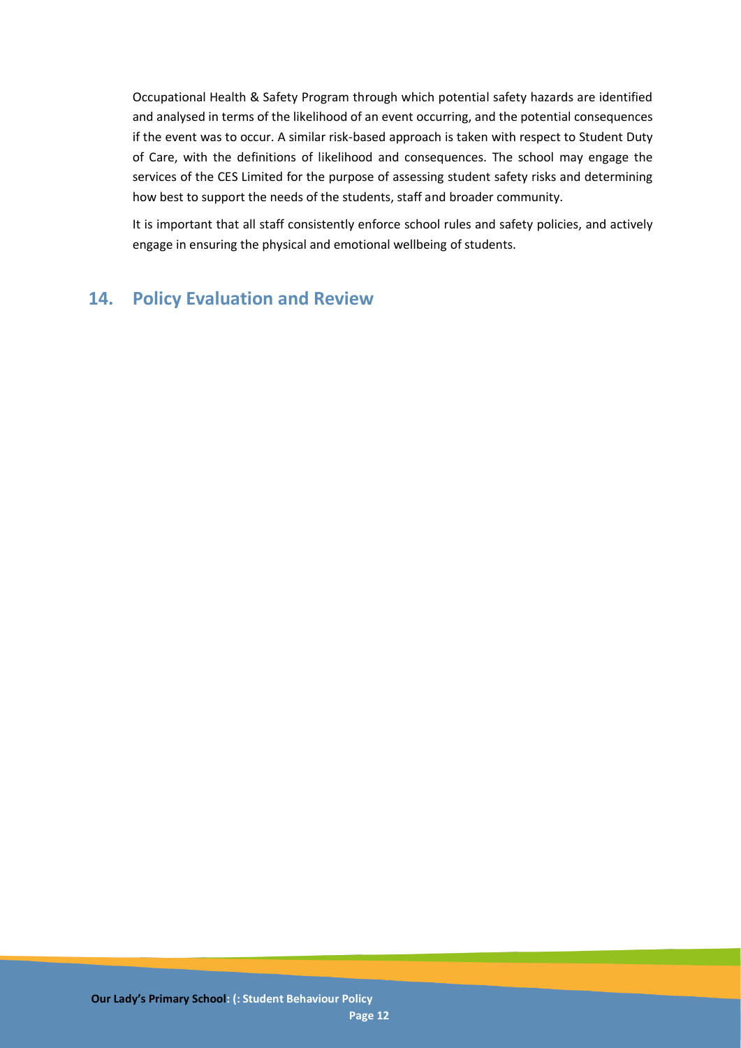Occupational Health & Safety Program through which potential safety hazards are identified and analysed in terms of the likelihood of an event occurring, and the potential consequences if the event was to occur. A similar risk-based approach is taken with respect to Student Duty of Care, with the definitions of likelihood and consequences. The school may engage the services of the CES Limited for the purpose of assessing student safety risks and determining how best to support the needs of the students, staff and broader community.

It is important that all staff consistently enforce school rules and safety policies, and actively engage in ensuring the physical and emotional wellbeing of students.

## 14. Policy Evaluation and Review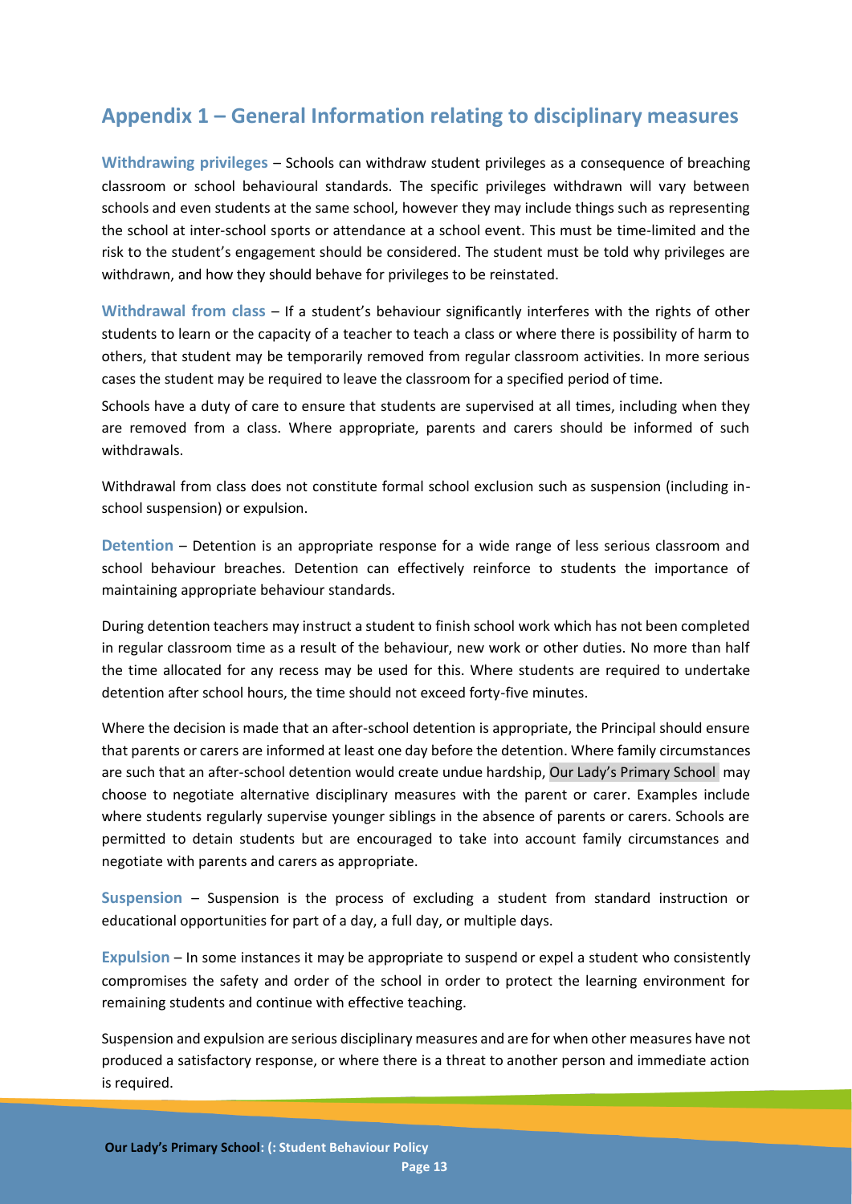## Appendix 1 – General Information relating to disciplinary measures

**Withdrawing privileges** – Schools can withdraw student privileges as a consequence of breaching classroom or school behavioural standards. The specific privileges withdrawn will vary between schools and even students at the same school, however they may include things such as representing the school at inter-school sports or attendance at a school event. This must be time-limited and the risk to the student's engagement should be considered. The student must be told why privileges are withdrawn, and how they should behave for privileges to be reinstated.

**Withdrawal from class** – If a student's behaviour significantly interferes with the rights of other students to learn or the capacity of a teacher to teach a class or where there is possibility of harm to others, that student may be temporarily removed from regular classroom activities. In more serious cases the student may be required to leave the classroom for a specified period of time.

Schools have a duty of care to ensure that students are supervised at all times, including when they are removed from a class. Where appropriate, parents and carers should be informed of such withdrawals.

Withdrawal from class does not constitute formal school exclusion such as suspension (including in-school suspension) or expulsion.

**Detention** – Detention is an appropriate response for a wide range of less serious classroom and school behaviour breaches. Detention can effectively reinforce to students the importance of maintaining appropriate behaviour standards.

During detention teachers may instruct a student to finish school work which has not been completed in regular classroom time as a result of the behaviour, new work or other duties. No more than half the time allocated for any recess may be used for this. Where students are required to undertake detention after school hours, the time should not exceed forty-five minutes.

Where the decision is made that an after-school detention is appropriate, the Principal should ensure that parents or carers are informed at least one day before the detention. Where family circumstances are such that an after-school detention would create undue hardship, Our Lady's Primary School may choose to negotiate alternative disciplinary measures with the parent or carer. Examples include where students regularly supervise younger siblings in the absence of parents or carers. Schools are permitted to detain students but are encouraged to take into account family circumstances and negotiate with parents and carers as appropriate.

**Suspension** – Suspension is the process of excluding a student from standard instruction or educational opportunities for part of a day, a full day, or multiple days.

**Expulsion** – In some instances it may be appropriate to suspend or expel a student who consistently compromises the safety and order of the school in order to protect the learning environment for remaining students and continue with effective teaching.

Suspension and expulsion are serious disciplinary measures and are for when other measures have not produced a satisfactory response, or where there is a threat to another person and immediate action is required.